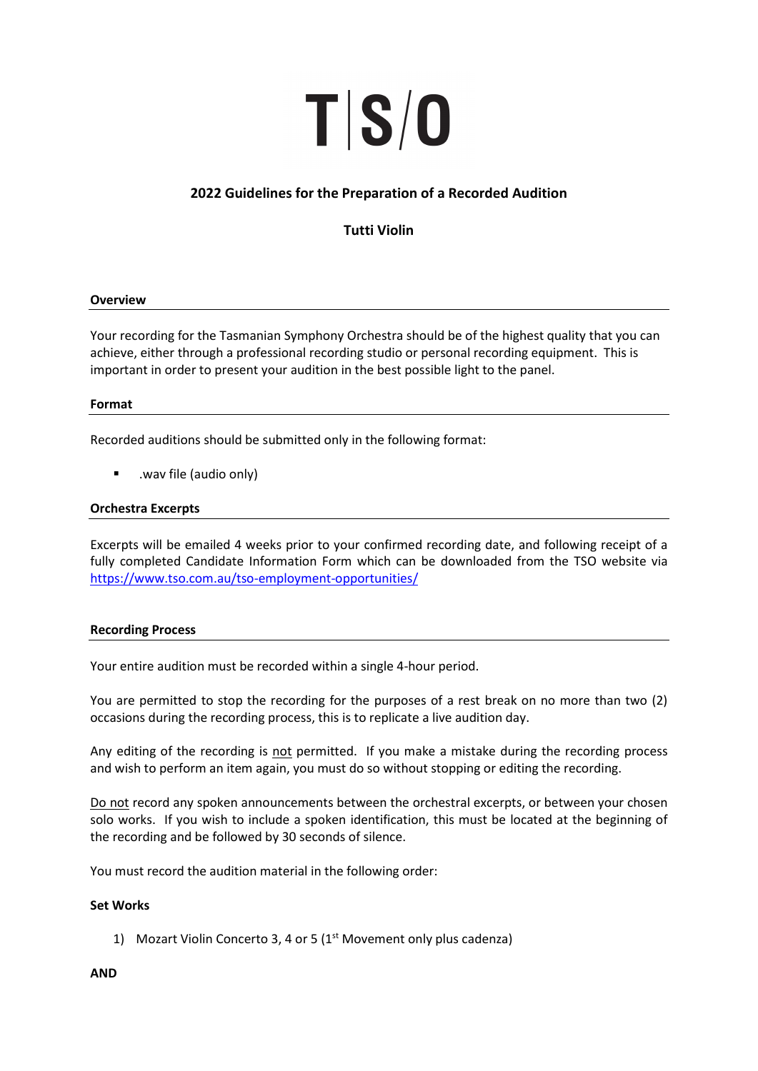# T|S/O

## 2022 Guidelines for the Preparation of a Recorded Audition

## Tutti Violin

### Overview

Your recording for the Tasmanian Symphony Orchestra should be of the highest quality that you can achieve, either through a professional recording studio or personal recording equipment. This is important in order to present your audition in the best possible light to the panel.

### Format

Recorded auditions should be submitted only in the following format:

- .wav file (audio only)

### Orchestra Excerpts

Excerpts will be emailed 4 weeks prior to your confirmed recording date, and following receipt of a fully completed Candidate Information Form which can be downloaded from the TSO website via https://www.tso.com.au/tso-employment-opportunities/

### Recording Process

Your entire audition must be recorded within a single 4-hour period.

You are permitted to stop the recording for the purposes of a rest break on no more than two (2) occasions during the recording process, this is to replicate a live audition day.

Any editing of the recording is not permitted. If you make a mistake during the recording process and wish to perform an item again, you must do so without stopping or editing the recording.

Do not record any spoken announcements between the orchestral excerpts, or between your chosen solo works. If you wish to include a spoken identification, this must be located at the beginning of the recording and be followed by 30 seconds of silence.

You must record the audition material in the following order:

**Set Works**

1) Mozart Violin Concerto 3, 4 or 5 (1st Movement only plus cadenza)

**AND**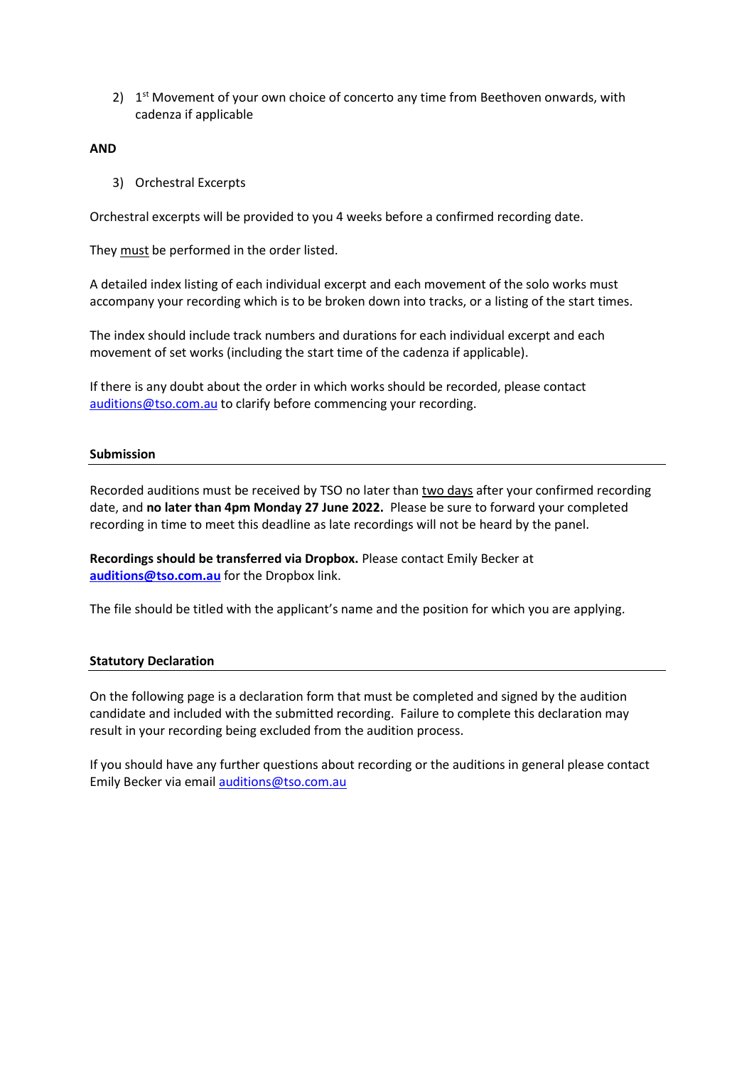2) 1st Movement of your own choice of concerto any time from Beethoven onwards, with cadenza if applicable

**AND**

3) Orchestral Excerpts

Orchestral excerpts will be provided to you 4 weeks before a confirmed recording date.

They <u>must</u> be performed in the order listed.

A detailed index listing of each individual excerpt and each movement of the solo works must accompany your recording which is to be broken down into tracks, or a listing of the start times.

The index should include track numbers and durations for each individual excerpt and each movement of set works (including the start time of the cadenza if applicable).

If there is any doubt about the order in which works should be recorded, please contact auditions@tso.com.au to clarify before commencing your recording.

**Submission**

Recorded auditions must be received by TSO no later than <u>two days</u> after your confirmed recording date, and **no later than 4pm Monday 27 June 2022.** Please be sure to forward your completed recording in time to meet this deadline as late recordings will not be heard by the panel.

**Recordings should be transferred via Dropbox.** Please contact Emily Becker at **auditions@tso.com.au** for the Dropbox link.

The file should be titled with the applicant's name and the position for which you are applying.

**Statutory Declaration**

On the following page is a declaration form that must be completed and signed by the audition candidate and included with the submitted recording. Failure to complete this declaration may result in your recording being excluded from the audition process.

If you should have any further questions about recording or the auditions in general please contact Emily Becker via email auditions@tso.com.au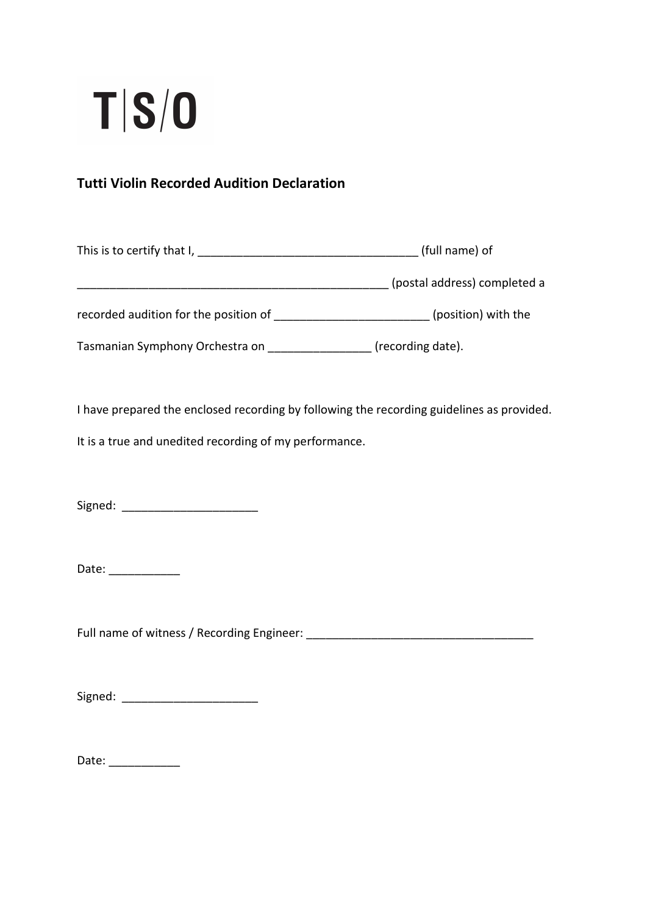T|S/O

## Tutti Violin Recorded Audition Declaration

This is to certify that I, __________________________________ (full name) of

_________________________________________________ (postal address) completed a

recorded audition for the position of _______________________ (position) with the

Tasmanian Symphony Orchestra on _______________ (recording date).

I have prepared the enclosed recording by following the recording guidelines as provided.

It is a true and unedited recording of my performance.

Signed: _____________________

Date: ___________

Full name of witness / Recording Engineer: ___________________________________

Signed: _____________________

Date: ___________